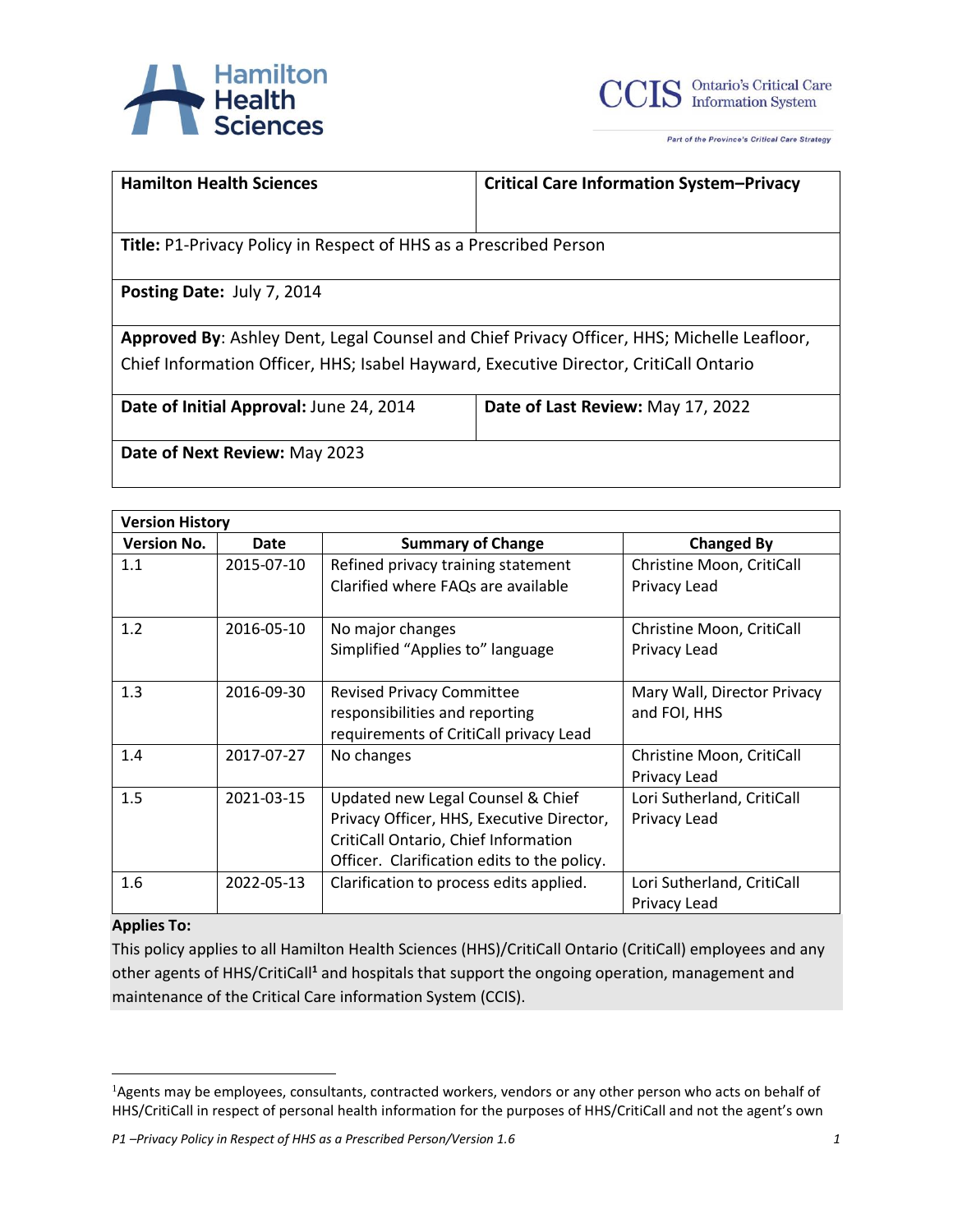| Hamilton Health Sciences | Critical Care Information System–Privacy |
| --- | --- |
| **Title:** P1-Privacy Policy in Respect of HHS as a Prescribed Person | |
| **Posting Date:** July 7, 2014 | |
| **Approved By**: Ashley Dent, Legal Counsel and Chief Privacy Officer, HHS; Michelle Leafloor, Chief Information Officer, HHS; Isabel Hayward, Executive Director, CritiCall Ontario | |
| **Date of Initial Approval:** June 24, 2014 | **Date of Last Review:** May 17, 2022 |
| **Date of Next Review:** May 2023 | |

| Version History | | | |
| --- | --- | --- | --- |
| **Version No.** | **Date** | **Summary of Change** | **Changed By** |
| 1.1 | 2015-07-10 | Refined privacy training statement<br>Clarified where FAQs are available | Christine Moon, CritiCall Privacy Lead |
| 1.2 | 2016-05-10 | No major changes<br>Simplified "Applies to" language | Christine Moon, CritiCall Privacy Lead |
| 1.3 | 2016-09-30 | Revised Privacy Committee responsibilities and reporting requirements of CritiCall privacy Lead | Mary Wall, Director Privacy and FOI, HHS |
| 1.4 | 2017-07-27 | No changes | Christine Moon, CritiCall Privacy Lead |
| 1.5 | 2021-03-15 | Updated new Legal Counsel & Chief Privacy Officer, HHS, Executive Director, CritiCall Ontario, Chief Information Officer. Clarification edits to the policy. | Lori Sutherland, CritiCall Privacy Lead |
| 1.6 | 2022-05-13 | Clarification to process edits applied. | Lori Sutherland, CritiCall Privacy Lead |

**Applies To:**

This policy applies to all Hamilton Health Sciences (HHS)/CritiCall Ontario (CritiCall) employees and any other agents of HHS/CritiCall[1] and hospitals that support the ongoing operation, management and maintenance of the Critical Care information System (CCIS).

---

[1]Agents may be employees, consultants, contracted workers, vendors or any other person who acts on behalf of HHS/CritiCall in respect of personal health information for the purposes of HHS/CritiCall and not the agent's own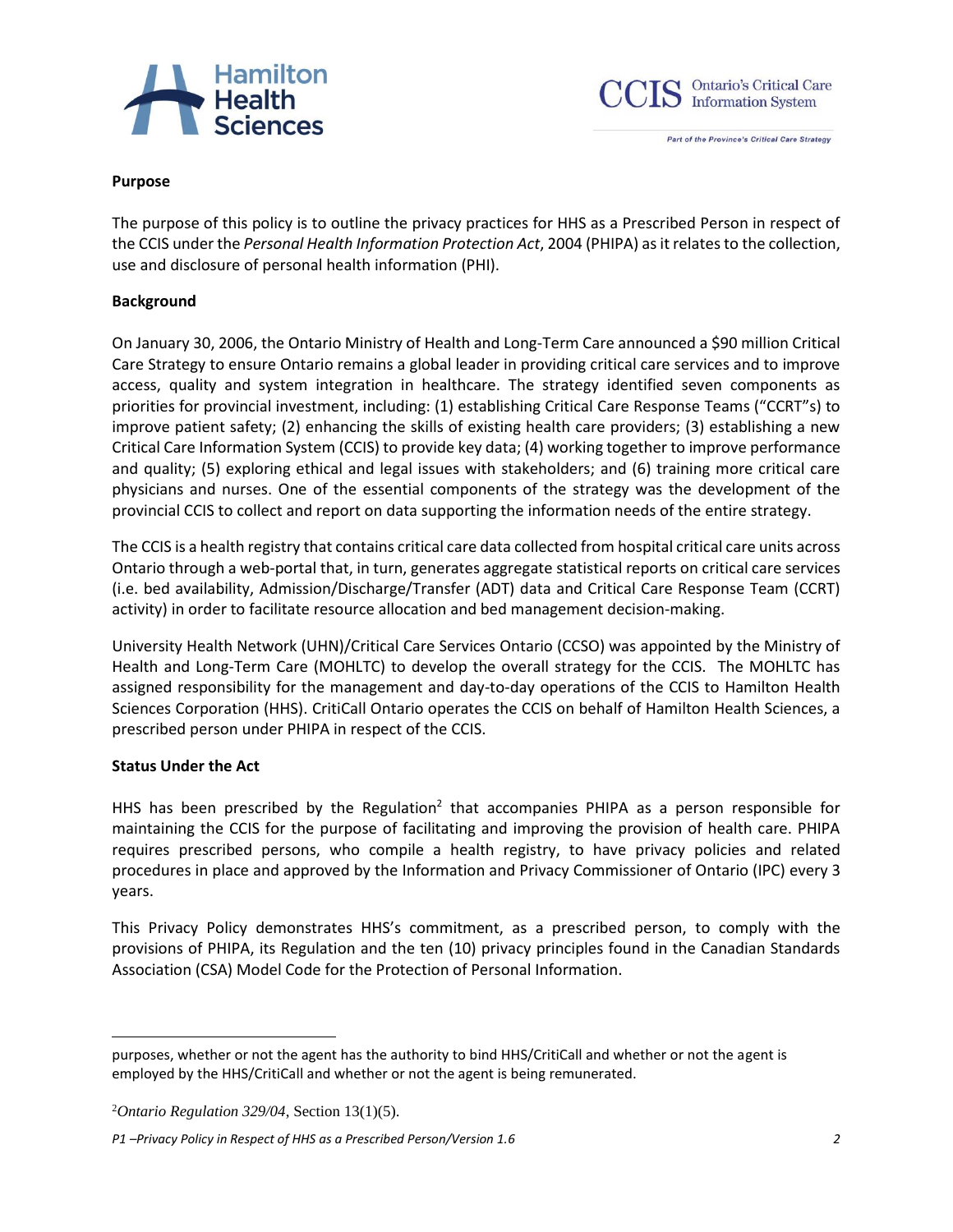**Purpose**

The purpose of this policy is to outline the privacy practices for HHS as a Prescribed Person in respect of the CCIS under the *Personal Health Information Protection Act*, 2004 (PHIPA) as it relates to the collection, use and disclosure of personal health information (PHI).

**Background**

On January 30, 2006, the Ontario Ministry of Health and Long-Term Care announced a $90 million Critical Care Strategy to ensure Ontario remains a global leader in providing critical care services and to improve access, quality and system integration in healthcare. The strategy identified seven components as priorities for provincial investment, including: (1) establishing Critical Care Response Teams ("CCRT"s) to improve patient safety; (2) enhancing the skills of existing health care providers; (3) establishing a new Critical Care Information System (CCIS) to provide key data; (4) working together to improve performance and quality; (5) exploring ethical and legal issues with stakeholders; and (6) training more critical care physicians and nurses. One of the essential components of the strategy was the development of the provincial CCIS to collect and report on data supporting the information needs of the entire strategy.

The CCIS is a health registry that contains critical care data collected from hospital critical care units across Ontario through a web-portal that, in turn, generates aggregate statistical reports on critical care services (i.e. bed availability, Admission/Discharge/Transfer (ADT) data and Critical Care Response Team (CCRT) activity) in order to facilitate resource allocation and bed management decision-making.

University Health Network (UHN)/Critical Care Services Ontario (CCSO) was appointed by the Ministry of Health and Long-Term Care (MOHLTC) to develop the overall strategy for the CCIS. The MOHLTC has assigned responsibility for the management and day-to-day operations of the CCIS to Hamilton Health Sciences Corporation (HHS). CritiCall Ontario operates the CCIS on behalf of Hamilton Health Sciences, a prescribed person under PHIPA in respect of the CCIS.

**Status Under the Act**

HHS has been prescribed by the Regulation[2] that accompanies PHIPA as a person responsible for maintaining the CCIS for the purpose of facilitating and improving the provision of health care. PHIPA requires prescribed persons, who compile a health registry, to have privacy policies and related procedures in place and approved by the Information and Privacy Commissioner of Ontario (IPC) every 3 years.

This Privacy Policy demonstrates HHS's commitment, as a prescribed person, to comply with the provisions of PHIPA, its Regulation and the ten (10) privacy principles found in the Canadian Standards Association (CSA) Model Code for the Protection of Personal Information.

---

purposes, whether or not the agent has the authority to bind HHS/CritiCall and whether or not the agent is employed by the HHS/CritiCall and whether or not the agent is being remunerated.

[2] *Ontario Regulation 329/04*, Section 13(1)(5).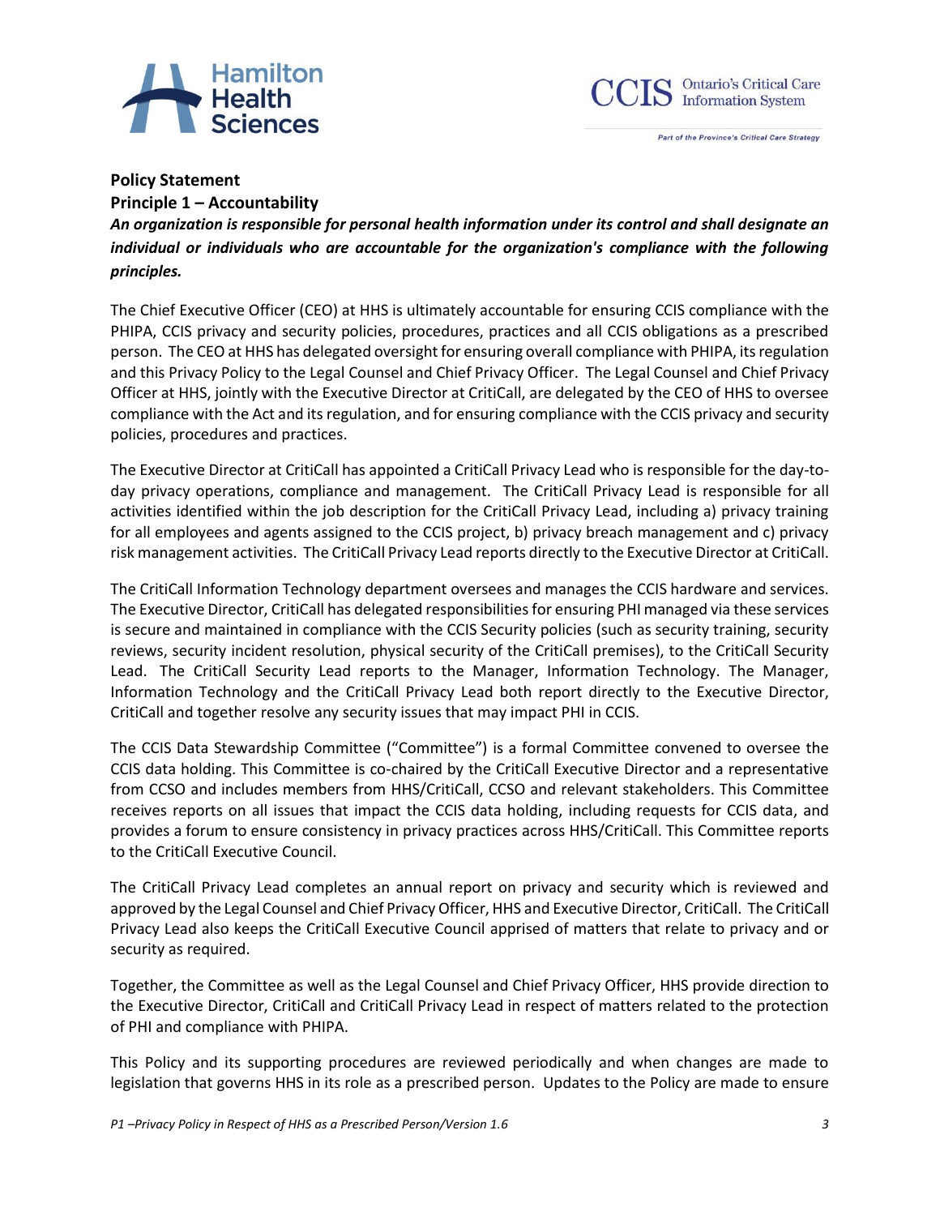**Policy Statement**

**Principle 1 – Accountability**

***An organization is responsible for personal health information under its control and shall designate an individual or individuals who are accountable for the organization's compliance with the following principles.***

The Chief Executive Officer (CEO) at HHS is ultimately accountable for ensuring CCIS compliance with the PHIPA, CCIS privacy and security policies, procedures, practices and all CCIS obligations as a prescribed person. The CEO at HHS has delegated oversight for ensuring overall compliance with PHIPA, its regulation and this Privacy Policy to the Legal Counsel and Chief Privacy Officer. The Legal Counsel and Chief Privacy Officer at HHS, jointly with the Executive Director at CritiCall, are delegated by the CEO of HHS to oversee compliance with the Act and its regulation, and for ensuring compliance with the CCIS privacy and security policies, procedures and practices.

The Executive Director at CritiCall has appointed a CritiCall Privacy Lead who is responsible for the day-to-day privacy operations, compliance and management. The CritiCall Privacy Lead is responsible for all activities identified within the job description for the CritiCall Privacy Lead, including a) privacy training for all employees and agents assigned to the CCIS project, b) privacy breach management and c) privacy risk management activities. The CritiCall Privacy Lead reports directly to the Executive Director at CritiCall.

The CritiCall Information Technology department oversees and manages the CCIS hardware and services. The Executive Director, CritiCall has delegated responsibilities for ensuring PHI managed via these services is secure and maintained in compliance with the CCIS Security policies (such as security training, security reviews, security incident resolution, physical security of the CritiCall premises), to the CritiCall Security Lead. The CritiCall Security Lead reports to the Manager, Information Technology. The Manager, Information Technology and the CritiCall Privacy Lead both report directly to the Executive Director, CritiCall and together resolve any security issues that may impact PHI in CCIS.

The CCIS Data Stewardship Committee ("Committee") is a formal Committee convened to oversee the CCIS data holding. This Committee is co-chaired by the CritiCall Executive Director and a representative from CCSO and includes members from HHS/CritiCall, CCSO and relevant stakeholders. This Committee receives reports on all issues that impact the CCIS data holding, including requests for CCIS data, and provides a forum to ensure consistency in privacy practices across HHS/CritiCall. This Committee reports to the CritiCall Executive Council.

The CritiCall Privacy Lead completes an annual report on privacy and security which is reviewed and approved by the Legal Counsel and Chief Privacy Officer, HHS and Executive Director, CritiCall. The CritiCall Privacy Lead also keeps the CritiCall Executive Council apprised of matters that relate to privacy and or security as required.

Together, the Committee as well as the Legal Counsel and Chief Privacy Officer, HHS provide direction to the Executive Director, CritiCall and CritiCall Privacy Lead in respect of matters related to the protection of PHI and compliance with PHIPA.

This Policy and its supporting procedures are reviewed periodically and when changes are made to legislation that governs HHS in its role as a prescribed person. Updates to the Policy are made to ensure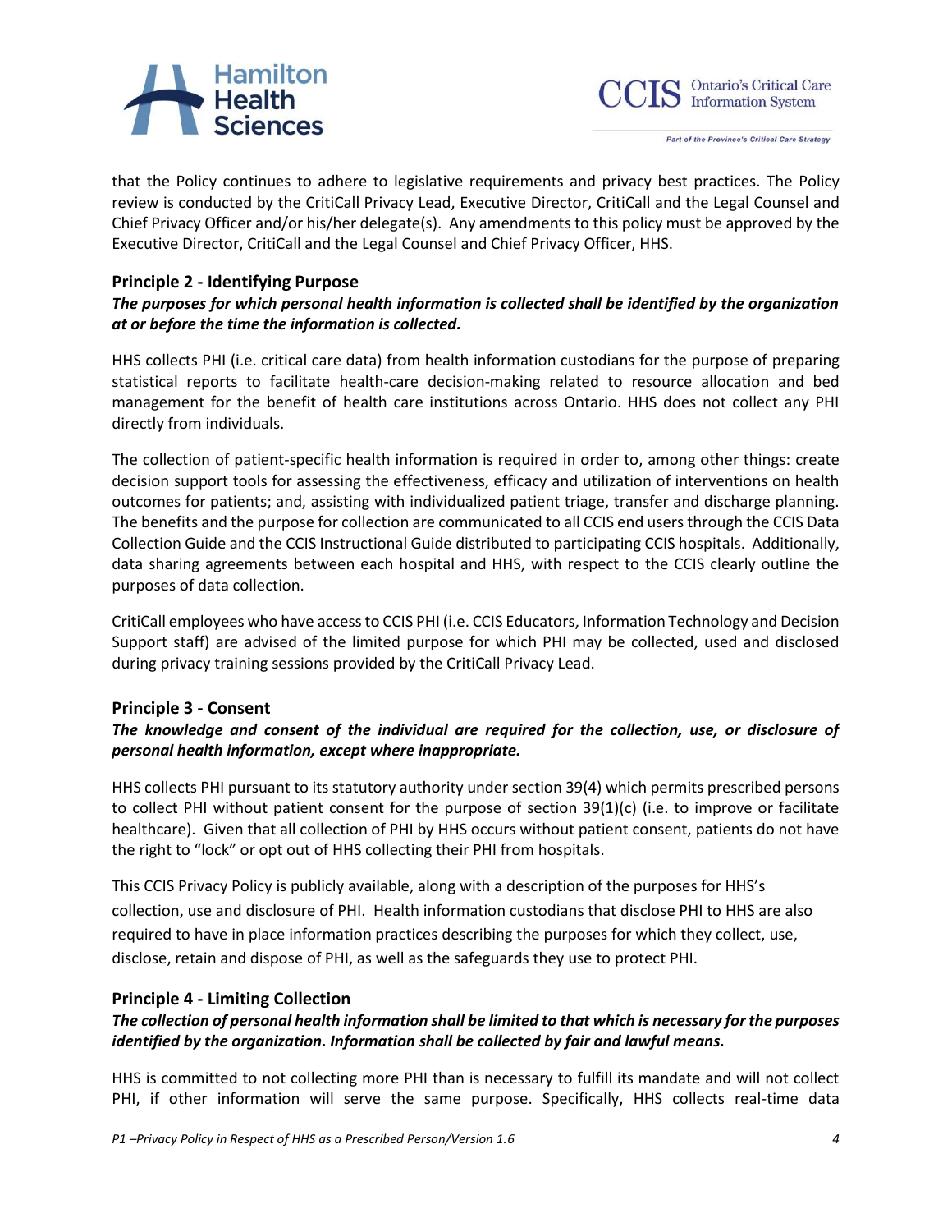that the Policy continues to adhere to legislative requirements and privacy best practices. The Policy review is conducted by the CritiCall Privacy Lead, Executive Director, CritiCall and the Legal Counsel and Chief Privacy Officer and/or his/her delegate(s). Any amendments to this policy must be approved by the Executive Director, CritiCall and the Legal Counsel and Chief Privacy Officer, HHS.

### Principle 2 - Identifying Purpose

***The purposes for which personal health information is collected shall be identified by the organization at or before the time the information is collected.***

HHS collects PHI (i.e. critical care data) from health information custodians for the purpose of preparing statistical reports to facilitate health-care decision-making related to resource allocation and bed management for the benefit of health care institutions across Ontario. HHS does not collect any PHI directly from individuals.

The collection of patient-specific health information is required in order to, among other things: create decision support tools for assessing the effectiveness, efficacy and utilization of interventions on health outcomes for patients; and, assisting with individualized patient triage, transfer and discharge planning. The benefits and the purpose for collection are communicated to all CCIS end users through the CCIS Data Collection Guide and the CCIS Instructional Guide distributed to participating CCIS hospitals. Additionally, data sharing agreements between each hospital and HHS, with respect to the CCIS clearly outline the purposes of data collection.

CritiCall employees who have access to CCIS PHI (i.e. CCIS Educators, Information Technology and Decision Support staff) are advised of the limited purpose for which PHI may be collected, used and disclosed during privacy training sessions provided by the CritiCall Privacy Lead.

### Principle 3 - Consent

***The knowledge and consent of the individual are required for the collection, use, or disclosure of personal health information, except where inappropriate.***

HHS collects PHI pursuant to its statutory authority under section 39(4) which permits prescribed persons to collect PHI without patient consent for the purpose of section 39(1)(c) (i.e. to improve or facilitate healthcare). Given that all collection of PHI by HHS occurs without patient consent, patients do not have the right to "lock" or opt out of HHS collecting their PHI from hospitals.

This CCIS Privacy Policy is publicly available, along with a description of the purposes for HHS's collection, use and disclosure of PHI. Health information custodians that disclose PHI to HHS are also required to have in place information practices describing the purposes for which they collect, use, disclose, retain and dispose of PHI, as well as the safeguards they use to protect PHI.

### Principle 4 - Limiting Collection

***The collection of personal health information shall be limited to that which is necessary for the purposes identified by the organization. Information shall be collected by fair and lawful means.***

HHS is committed to not collecting more PHI than is necessary to fulfill its mandate and will not collect PHI, if other information will serve the same purpose. Specifically, HHS collects real-time data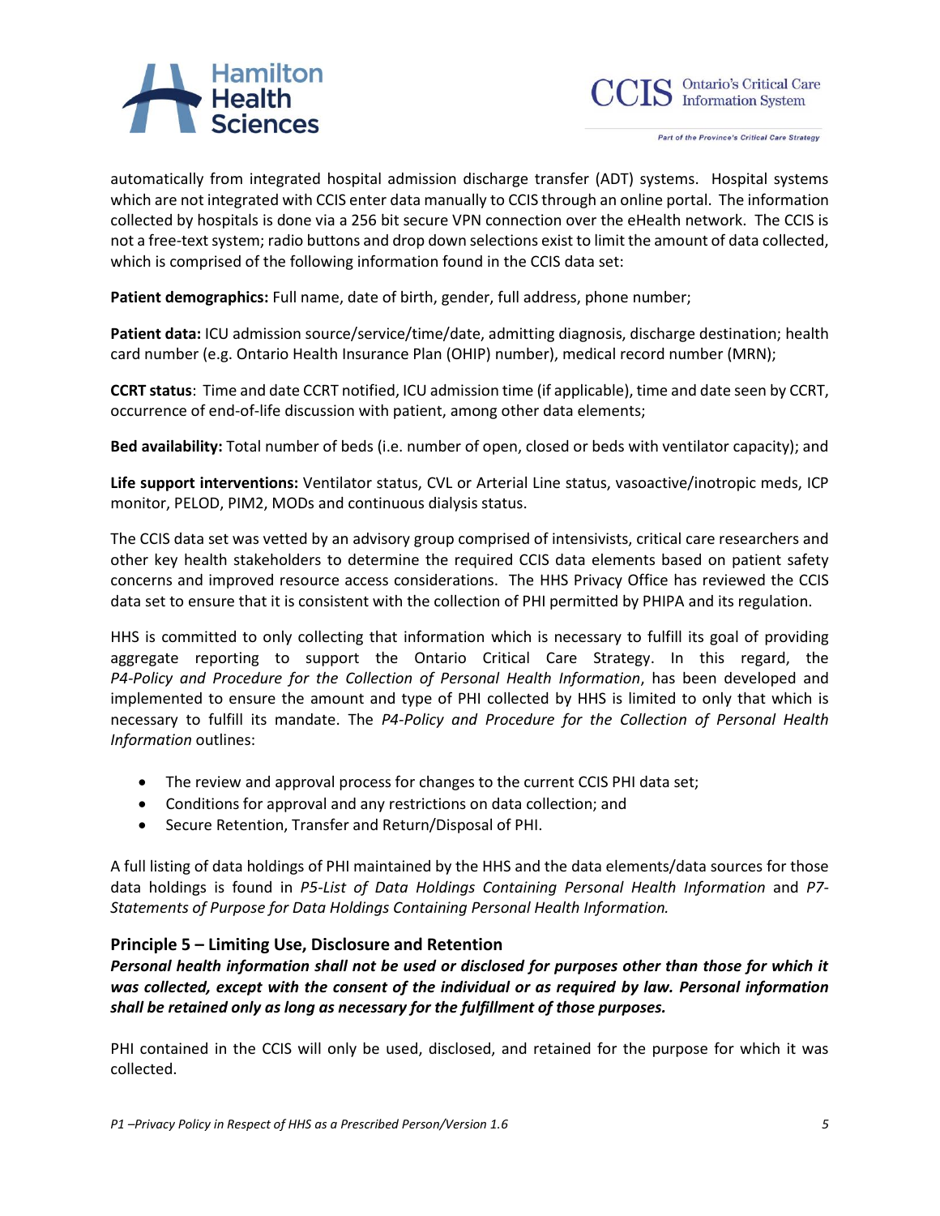automatically from integrated hospital admission discharge transfer (ADT) systems. Hospital systems which are not integrated with CCIS enter data manually to CCIS through an online portal. The information collected by hospitals is done via a 256 bit secure VPN connection over the eHealth network. The CCIS is not a free-text system; radio buttons and drop down selections exist to limit the amount of data collected, which is comprised of the following information found in the CCIS data set:

**Patient demographics:** Full name, date of birth, gender, full address, phone number;

**Patient data:** ICU admission source/service/time/date, admitting diagnosis, discharge destination; health card number (e.g. Ontario Health Insurance Plan (OHIP) number), medical record number (MRN);

**CCRT status**: Time and date CCRT notified, ICU admission time (if applicable), time and date seen by CCRT, occurrence of end-of-life discussion with patient, among other data elements;

**Bed availability:** Total number of beds (i.e. number of open, closed or beds with ventilator capacity); and

**Life support interventions:** Ventilator status, CVL or Arterial Line status, vasoactive/inotropic meds, ICP monitor, PELOD, PIM2, MODs and continuous dialysis status.

The CCIS data set was vetted by an advisory group comprised of intensivists, critical care researchers and other key health stakeholders to determine the required CCIS data elements based on patient safety concerns and improved resource access considerations. The HHS Privacy Office has reviewed the CCIS data set to ensure that it is consistent with the collection of PHI permitted by PHIPA and its regulation.

HHS is committed to only collecting that information which is necessary to fulfill its goal of providing aggregate reporting to support the Ontario Critical Care Strategy. In this regard, the *P4-Policy and Procedure for the Collection of Personal Health Information*, has been developed and implemented to ensure the amount and type of PHI collected by HHS is limited to only that which is necessary to fulfill its mandate. The *P4-Policy and Procedure for the Collection of Personal Health Information* outlines:

- The review and approval process for changes to the current CCIS PHI data set;
- Conditions for approval and any restrictions on data collection; and
- Secure Retention, Transfer and Return/Disposal of PHI.

A full listing of data holdings of PHI maintained by the HHS and the data elements/data sources for those data holdings is found in *P5-List of Data Holdings Containing Personal Health Information* and *P7-Statements of Purpose for Data Holdings Containing Personal Health Information.*

### Principle 5 – Limiting Use, Disclosure and Retention

***Personal health information shall not be used or disclosed for purposes other than those for which it was collected, except with the consent of the individual or as required by law. Personal information shall be retained only as long as necessary for the fulfillment of those purposes.***

PHI contained in the CCIS will only be used, disclosed, and retained for the purpose for which it was collected.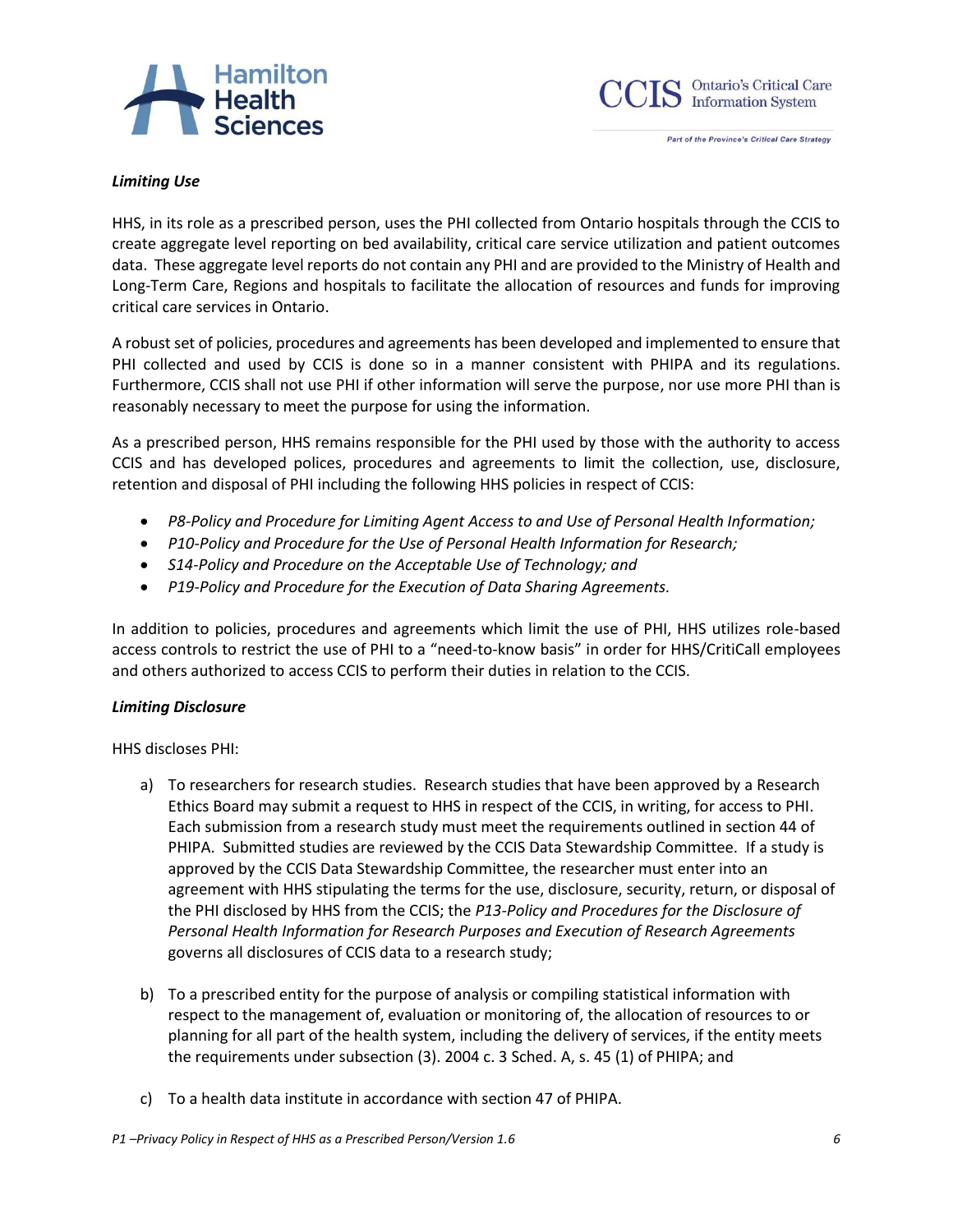***Limiting Use***

HHS, in its role as a prescribed person, uses the PHI collected from Ontario hospitals through the CCIS to create aggregate level reporting on bed availability, critical care service utilization and patient outcomes data. These aggregate level reports do not contain any PHI and are provided to the Ministry of Health and Long-Term Care, Regions and hospitals to facilitate the allocation of resources and funds for improving critical care services in Ontario.

A robust set of policies, procedures and agreements has been developed and implemented to ensure that PHI collected and used by CCIS is done so in a manner consistent with PHIPA and its regulations. Furthermore, CCIS shall not use PHI if other information will serve the purpose, nor use more PHI than is reasonably necessary to meet the purpose for using the information.

As a prescribed person, HHS remains responsible for the PHI used by those with the authority to access CCIS and has developed polices, procedures and agreements to limit the collection, use, disclosure, retention and disposal of PHI including the following HHS policies in respect of CCIS:

- *P8-Policy and Procedure for Limiting Agent Access to and Use of Personal Health Information;*
- *P10-Policy and Procedure for the Use of Personal Health Information for Research;*
- *S14-Policy and Procedure on the Acceptable Use of Technology; and*
- *P19-Policy and Procedure for the Execution of Data Sharing Agreements.*

In addition to policies, procedures and agreements which limit the use of PHI, HHS utilizes role-based access controls to restrict the use of PHI to a "need-to-know basis" in order for HHS/CritiCall employees and others authorized to access CCIS to perform their duties in relation to the CCIS.

***Limiting Disclosure***

HHS discloses PHI:

a) To researchers for research studies. Research studies that have been approved by a Research Ethics Board may submit a request to HHS in respect of the CCIS, in writing, for access to PHI. Each submission from a research study must meet the requirements outlined in section 44 of PHIPA. Submitted studies are reviewed by the CCIS Data Stewardship Committee. If a study is approved by the CCIS Data Stewardship Committee, the researcher must enter into an agreement with HHS stipulating the terms for the use, disclosure, security, return, or disposal of the PHI disclosed by HHS from the CCIS; the *P13-Policy and Procedures for the Disclosure of Personal Health Information for Research Purposes and Execution of Research Agreements* governs all disclosures of CCIS data to a research study;

b) To a prescribed entity for the purpose of analysis or compiling statistical information with respect to the management of, evaluation or monitoring of, the allocation of resources to or planning for all part of the health system, including the delivery of services, if the entity meets the requirements under subsection (3). 2004 c. 3 Sched. A, s. 45 (1) of PHIPA; and

c) To a health data institute in accordance with section 47 of PHIPA.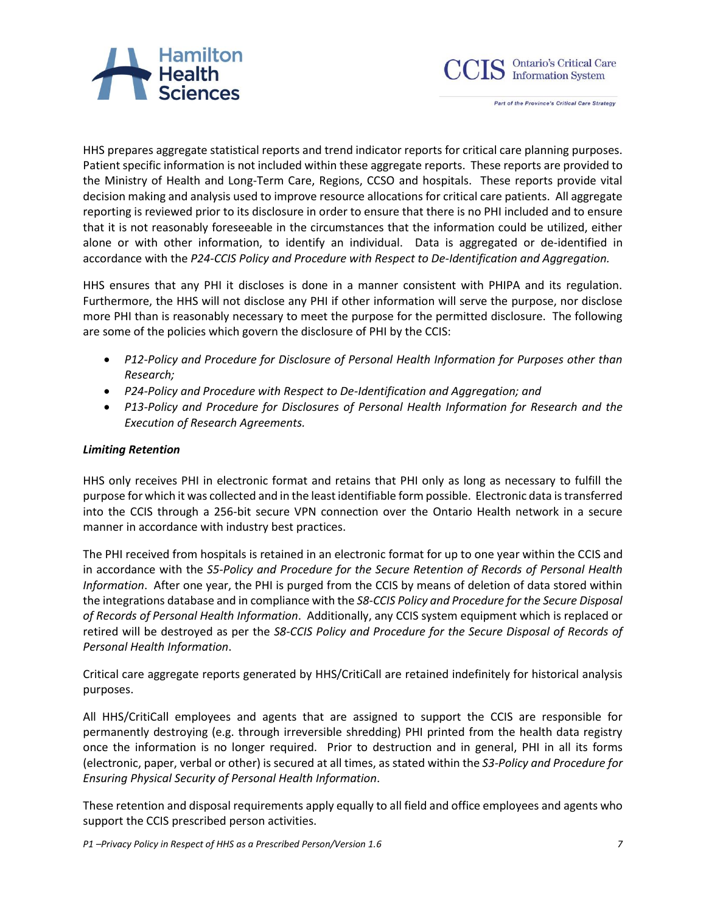HHS prepares aggregate statistical reports and trend indicator reports for critical care planning purposes. Patient specific information is not included within these aggregate reports. These reports are provided to the Ministry of Health and Long-Term Care, Regions, CCSO and hospitals. These reports provide vital decision making and analysis used to improve resource allocations for critical care patients. All aggregate reporting is reviewed prior to its disclosure in order to ensure that there is no PHI included and to ensure that it is not reasonably foreseeable in the circumstances that the information could be utilized, either alone or with other information, to identify an individual. Data is aggregated or de-identified in accordance with the *P24-CCIS Policy and Procedure with Respect to De-Identification and Aggregation.*

HHS ensures that any PHI it discloses is done in a manner consistent with PHIPA and its regulation. Furthermore, the HHS will not disclose any PHI if other information will serve the purpose, nor disclose more PHI than is reasonably necessary to meet the purpose for the permitted disclosure. The following are some of the policies which govern the disclosure of PHI by the CCIS:

- *P12-Policy and Procedure for Disclosure of Personal Health Information for Purposes other than Research;*
- *P24-Policy and Procedure with Respect to De-Identification and Aggregation; and*
- *P13-Policy and Procedure for Disclosures of Personal Health Information for Research and the Execution of Research Agreements.*

***Limiting Retention***

HHS only receives PHI in electronic format and retains that PHI only as long as necessary to fulfill the purpose for which it was collected and in the least identifiable form possible. Electronic data is transferred into the CCIS through a 256-bit secure VPN connection over the Ontario Health network in a secure manner in accordance with industry best practices.

The PHI received from hospitals is retained in an electronic format for up to one year within the CCIS and in accordance with the *S5-Policy and Procedure for the Secure Retention of Records of Personal Health Information*. After one year, the PHI is purged from the CCIS by means of deletion of data stored within the integrations database and in compliance with the *S8-CCIS Policy and Procedure for the Secure Disposal of Records of Personal Health Information*. Additionally, any CCIS system equipment which is replaced or retired will be destroyed as per the *S8-CCIS Policy and Procedure for the Secure Disposal of Records of Personal Health Information*.

Critical care aggregate reports generated by HHS/CritiCall are retained indefinitely for historical analysis purposes.

All HHS/CritiCall employees and agents that are assigned to support the CCIS are responsible for permanently destroying (e.g. through irreversible shredding) PHI printed from the health data registry once the information is no longer required. Prior to destruction and in general, PHI in all its forms (electronic, paper, verbal or other) is secured at all times, as stated within the *S3-Policy and Procedure for Ensuring Physical Security of Personal Health Information*.

These retention and disposal requirements apply equally to all field and office employees and agents who support the CCIS prescribed person activities.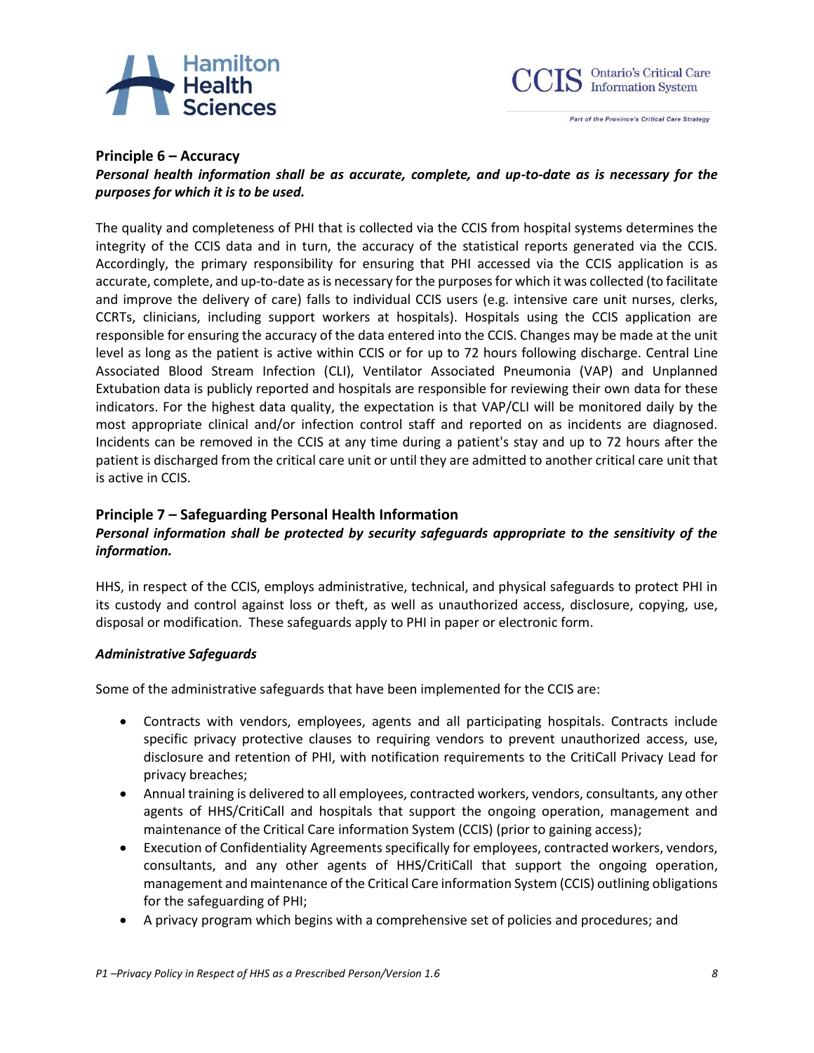### Principle 6 – Accuracy

***Personal health information shall be as accurate, complete, and up-to-date as is necessary for the purposes for which it is to be used.***

The quality and completeness of PHI that is collected via the CCIS from hospital systems determines the integrity of the CCIS data and in turn, the accuracy of the statistical reports generated via the CCIS. Accordingly, the primary responsibility for ensuring that PHI accessed via the CCIS application is as accurate, complete, and up-to-date as is necessary for the purposes for which it was collected (to facilitate and improve the delivery of care) falls to individual CCIS users (e.g. intensive care unit nurses, clerks, CCRTs, clinicians, including support workers at hospitals). Hospitals using the CCIS application are responsible for ensuring the accuracy of the data entered into the CCIS. Changes may be made at the unit level as long as the patient is active within CCIS or for up to 72 hours following discharge. Central Line Associated Blood Stream Infection (CLI), Ventilator Associated Pneumonia (VAP) and Unplanned Extubation data is publicly reported and hospitals are responsible for reviewing their own data for these indicators. For the highest data quality, the expectation is that VAP/CLI will be monitored daily by the most appropriate clinical and/or infection control staff and reported on as incidents are diagnosed. Incidents can be removed in the CCIS at any time during a patient's stay and up to 72 hours after the patient is discharged from the critical care unit or until they are admitted to another critical care unit that is active in CCIS.

### Principle 7 – Safeguarding Personal Health Information

***Personal information shall be protected by security safeguards appropriate to the sensitivity of the information.***

HHS, in respect of the CCIS, employs administrative, technical, and physical safeguards to protect PHI in its custody and control against loss or theft, as well as unauthorized access, disclosure, copying, use, disposal or modification. These safeguards apply to PHI in paper or electronic form.

#### *Administrative Safeguards*

Some of the administrative safeguards that have been implemented for the CCIS are:

- Contracts with vendors, employees, agents and all participating hospitals. Contracts include specific privacy protective clauses to requiring vendors to prevent unauthorized access, use, disclosure and retention of PHI, with notification requirements to the CritiCall Privacy Lead for privacy breaches;
- Annual training is delivered to all employees, contracted workers, vendors, consultants, any other agents of HHS/CritiCall and hospitals that support the ongoing operation, management and maintenance of the Critical Care information System (CCIS) (prior to gaining access);
- Execution of Confidentiality Agreements specifically for employees, contracted workers, vendors, consultants, and any other agents of HHS/CritiCall that support the ongoing operation, management and maintenance of the Critical Care information System (CCIS) outlining obligations for the safeguarding of PHI;
- A privacy program which begins with a comprehensive set of policies and procedures; and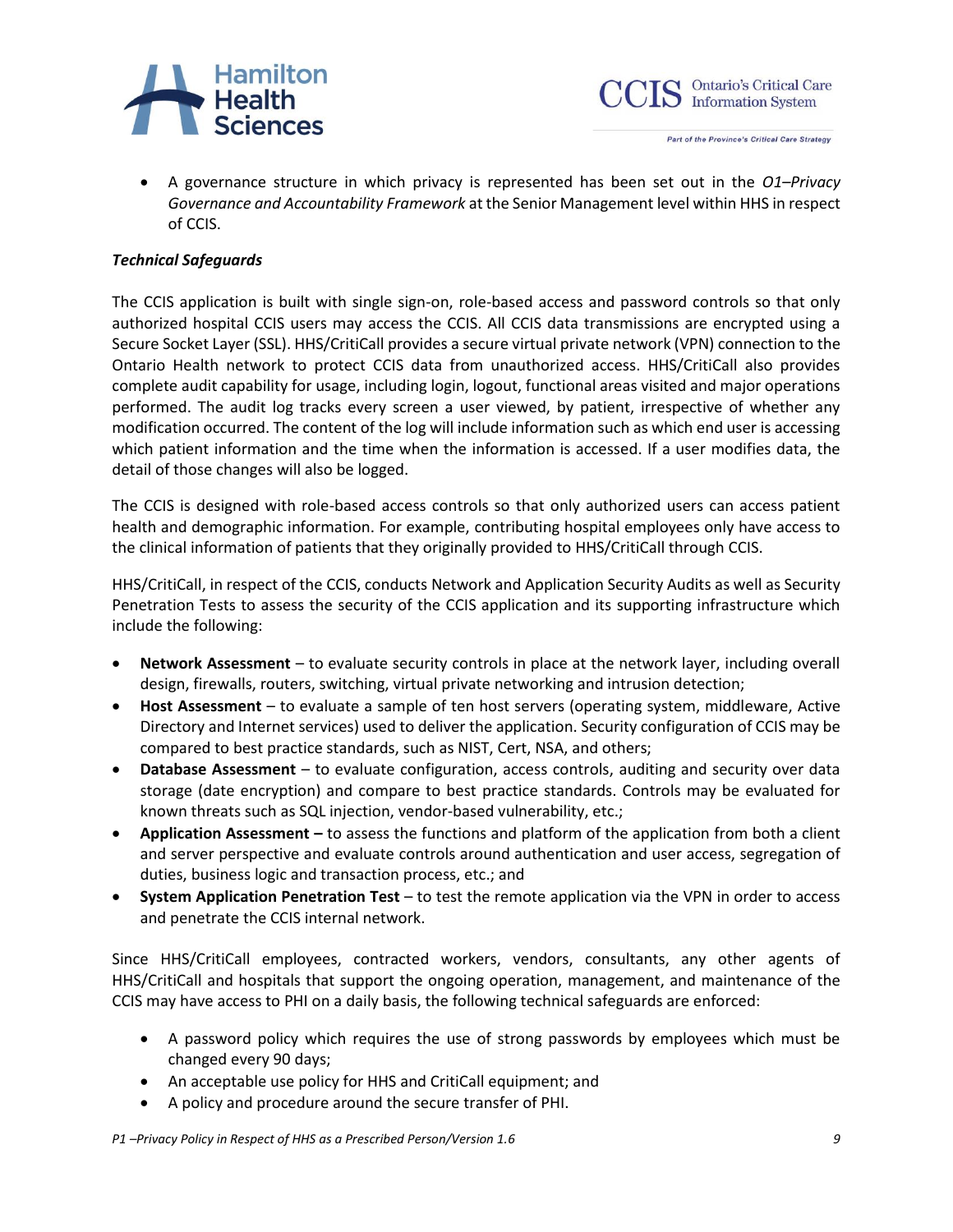- A governance structure in which privacy is represented has been set out in the *O1–Privacy Governance and Accountability Framework* at the Senior Management level within HHS in respect of CCIS.

***Technical Safeguards***

The CCIS application is built with single sign-on, role-based access and password controls so that only authorized hospital CCIS users may access the CCIS. All CCIS data transmissions are encrypted using a Secure Socket Layer (SSL). HHS/CritiCall provides a secure virtual private network (VPN) connection to the Ontario Health network to protect CCIS data from unauthorized access. HHS/CritiCall also provides complete audit capability for usage, including login, logout, functional areas visited and major operations performed. The audit log tracks every screen a user viewed, by patient, irrespective of whether any modification occurred. The content of the log will include information such as which end user is accessing which patient information and the time when the information is accessed. If a user modifies data, the detail of those changes will also be logged.

The CCIS is designed with role-based access controls so that only authorized users can access patient health and demographic information. For example, contributing hospital employees only have access to the clinical information of patients that they originally provided to HHS/CritiCall through CCIS.

HHS/CritiCall, in respect of the CCIS, conducts Network and Application Security Audits as well as Security Penetration Tests to assess the security of the CCIS application and its supporting infrastructure which include the following:

- **Network Assessment** – to evaluate security controls in place at the network layer, including overall design, firewalls, routers, switching, virtual private networking and intrusion detection;
- **Host Assessment** – to evaluate a sample of ten host servers (operating system, middleware, Active Directory and Internet services) used to deliver the application. Security configuration of CCIS may be compared to best practice standards, such as NIST, Cert, NSA, and others;
- **Database Assessment** – to evaluate configuration, access controls, auditing and security over data storage (date encryption) and compare to best practice standards. Controls may be evaluated for known threats such as SQL injection, vendor-based vulnerability, etc.;
- **Application Assessment –** to assess the functions and platform of the application from both a client and server perspective and evaluate controls around authentication and user access, segregation of duties, business logic and transaction process, etc.; and
- **System Application Penetration Test** – to test the remote application via the VPN in order to access and penetrate the CCIS internal network.

Since HHS/CritiCall employees, contracted workers, vendors, consultants, any other agents of HHS/CritiCall and hospitals that support the ongoing operation, management, and maintenance of the CCIS may have access to PHI on a daily basis, the following technical safeguards are enforced:

- A password policy which requires the use of strong passwords by employees which must be changed every 90 days;
- An acceptable use policy for HHS and CritiCall equipment; and
- A policy and procedure around the secure transfer of PHI.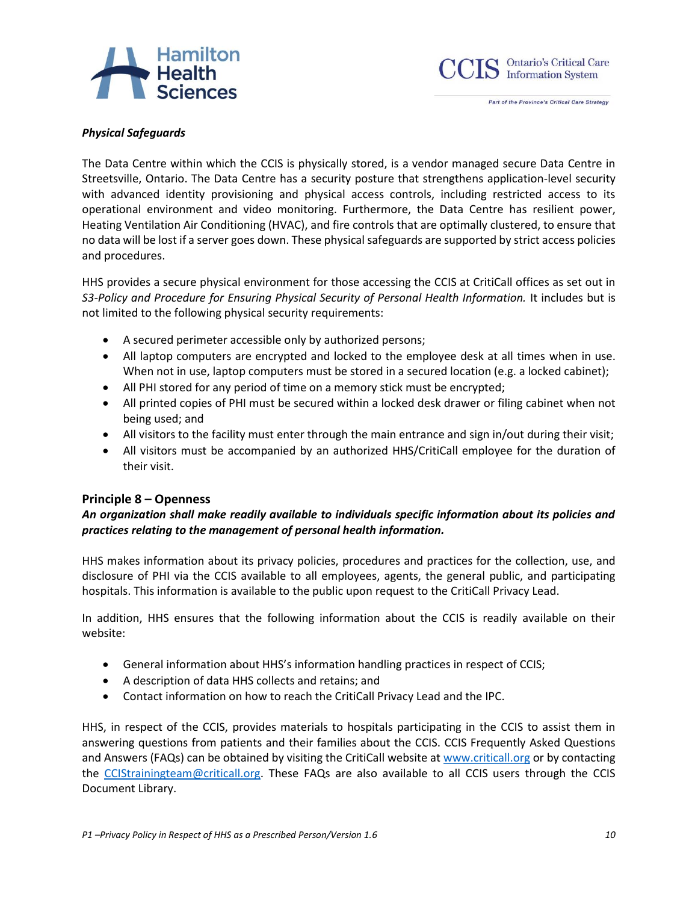*Physical Safeguards*

The Data Centre within which the CCIS is physically stored, is a vendor managed secure Data Centre in Streetsville, Ontario. The Data Centre has a security posture that strengthens application-level security with advanced identity provisioning and physical access controls, including restricted access to its operational environment and video monitoring. Furthermore, the Data Centre has resilient power, Heating Ventilation Air Conditioning (HVAC), and fire controls that are optimally clustered, to ensure that no data will be lost if a server goes down. These physical safeguards are supported by strict access policies and procedures.

HHS provides a secure physical environment for those accessing the CCIS at CritiCall offices as set out in *S3-Policy and Procedure for Ensuring Physical Security of Personal Health Information.* It includes but is not limited to the following physical security requirements:

- A secured perimeter accessible only by authorized persons;
- All laptop computers are encrypted and locked to the employee desk at all times when in use. When not in use, laptop computers must be stored in a secured location (e.g. a locked cabinet);
- All PHI stored for any period of time on a memory stick must be encrypted;
- All printed copies of PHI must be secured within a locked desk drawer or filing cabinet when not being used; and
- All visitors to the facility must enter through the main entrance and sign in/out during their visit;
- All visitors must be accompanied by an authorized HHS/CritiCall employee for the duration of their visit.

### Principle 8 – Openness

***An organization shall make readily available to individuals specific information about its policies and practices relating to the management of personal health information.***

HHS makes information about its privacy policies, procedures and practices for the collection, use, and disclosure of PHI via the CCIS available to all employees, agents, the general public, and participating hospitals. This information is available to the public upon request to the CritiCall Privacy Lead.

In addition, HHS ensures that the following information about the CCIS is readily available on their website:

- General information about HHS's information handling practices in respect of CCIS;
- A description of data HHS collects and retains; and
- Contact information on how to reach the CritiCall Privacy Lead and the IPC.

HHS, in respect of the CCIS, provides materials to hospitals participating in the CCIS to assist them in answering questions from patients and their families about the CCIS. CCIS Frequently Asked Questions and Answers (FAQs) can be obtained by visiting the CritiCall website at www.criticall.org or by contacting the CCIStrainingteam@criticall.org. These FAQs are also available to all CCIS users through the CCIS Document Library.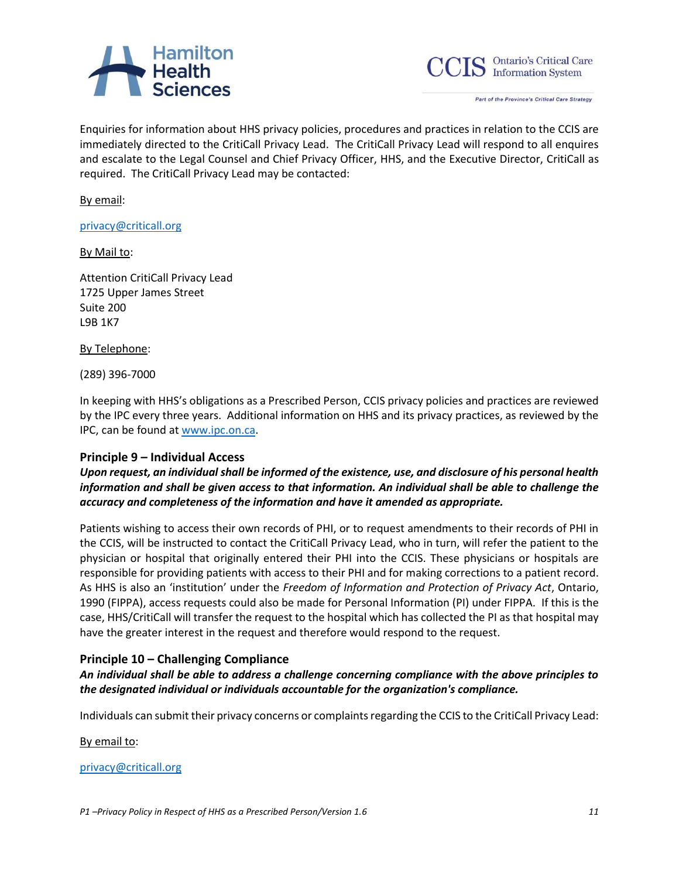Enquiries for information about HHS privacy policies, procedures and practices in relation to the CCIS are immediately directed to the CritiCall Privacy Lead. The CritiCall Privacy Lead will respond to all enquires and escalate to the Legal Counsel and Chief Privacy Officer, HHS, and the Executive Director, CritiCall as required. The CritiCall Privacy Lead may be contacted:

By email:

privacy@criticall.org

By Mail to:

Attention CritiCall Privacy Lead
1725 Upper James Street
Suite 200
L9B 1K7

By Telephone:

(289) 396-7000

In keeping with HHS's obligations as a Prescribed Person, CCIS privacy policies and practices are reviewed by the IPC every three years. Additional information on HHS and its privacy practices, as reviewed by the IPC, can be found at www.ipc.on.ca.

### Principle 9 – Individual Access

***Upon request, an individual shall be informed of the existence, use, and disclosure of his personal health information and shall be given access to that information. An individual shall be able to challenge the accuracy and completeness of the information and have it amended as appropriate.***

Patients wishing to access their own records of PHI, or to request amendments to their records of PHI in the CCIS, will be instructed to contact the CritiCall Privacy Lead, who in turn, will refer the patient to the physician or hospital that originally entered their PHI into the CCIS. These physicians or hospitals are responsible for providing patients with access to their PHI and for making corrections to a patient record. As HHS is also an 'institution' under the *Freedom of Information and Protection of Privacy Act*, Ontario, 1990 (FIPPA), access requests could also be made for Personal Information (PI) under FIPPA. If this is the case, HHS/CritiCall will transfer the request to the hospital which has collected the PI as that hospital may have the greater interest in the request and therefore would respond to the request.

### Principle 10 – Challenging Compliance

***An individual shall be able to address a challenge concerning compliance with the above principles to the designated individual or individuals accountable for the organization's compliance.***

Individuals can submit their privacy concerns or complaints regarding the CCIS to the CritiCall Privacy Lead:

By email to:

privacy@criticall.org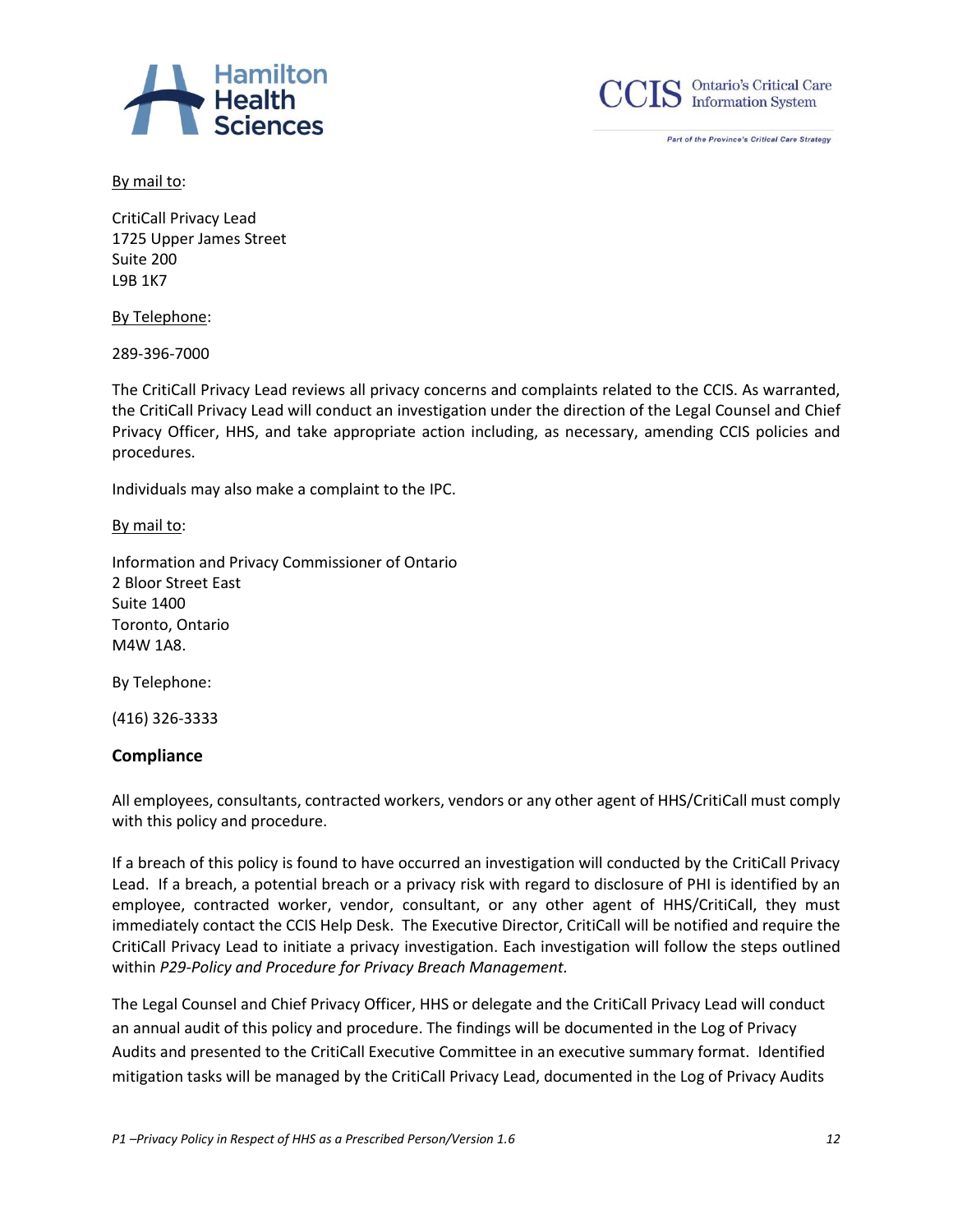By mail to:

CritiCall Privacy Lead
1725 Upper James Street
Suite 200
L9B 1K7

By Telephone:

289-396-7000

The CritiCall Privacy Lead reviews all privacy concerns and complaints related to the CCIS. As warranted, the CritiCall Privacy Lead will conduct an investigation under the direction of the Legal Counsel and Chief Privacy Officer, HHS, and take appropriate action including, as necessary, amending CCIS policies and procedures.

Individuals may also make a complaint to the IPC.

By mail to:

Information and Privacy Commissioner of Ontario
2 Bloor Street East
Suite 1400
Toronto, Ontario
M4W 1A8.

By Telephone:

(416) 326-3333

**Compliance**

All employees, consultants, contracted workers, vendors or any other agent of HHS/CritiCall must comply with this policy and procedure.

If a breach of this policy is found to have occurred an investigation will conducted by the CritiCall Privacy Lead. If a breach, a potential breach or a privacy risk with regard to disclosure of PHI is identified by an employee, contracted worker, vendor, consultant, or any other agent of HHS/CritiCall, they must immediately contact the CCIS Help Desk. The Executive Director, CritiCall will be notified and require the CritiCall Privacy Lead to initiate a privacy investigation. Each investigation will follow the steps outlined within *P29-Policy and Procedure for Privacy Breach Management.*

The Legal Counsel and Chief Privacy Officer, HHS or delegate and the CritiCall Privacy Lead will conduct an annual audit of this policy and procedure. The findings will be documented in the Log of Privacy Audits and presented to the CritiCall Executive Committee in an executive summary format. Identified mitigation tasks will be managed by the CritiCall Privacy Lead, documented in the Log of Privacy Audits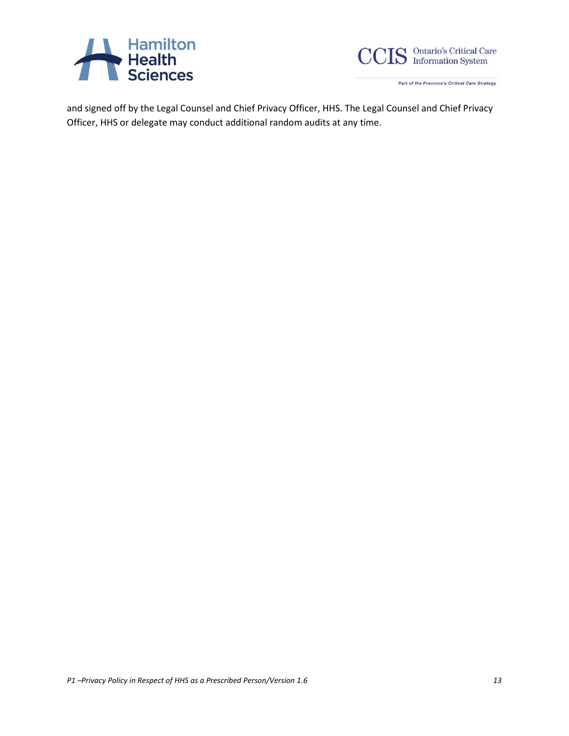and signed off by the Legal Counsel and Chief Privacy Officer, HHS. The Legal Counsel and Chief Privacy Officer, HHS or delegate may conduct additional random audits at any time.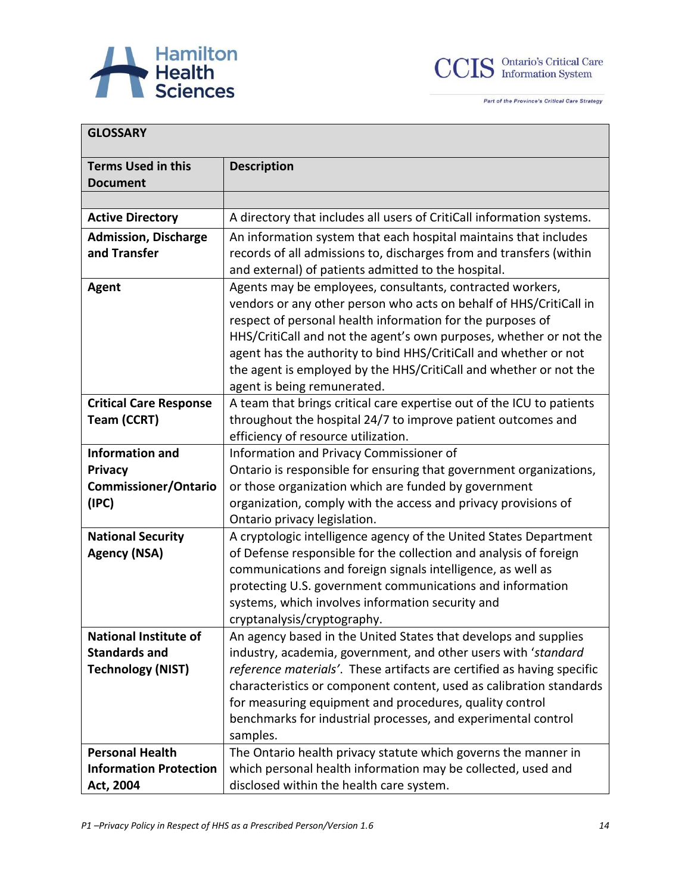| GLOSSARY | |
|---|---|
| **Terms Used in this Document** | **Description** |
| | |
| **Active Directory** | A directory that includes all users of CritiCall information systems. |
| **Admission, Discharge and Transfer** | An information system that each hospital maintains that includes records of all admissions to, discharges from and transfers (within and external) of patients admitted to the hospital. |
| **Agent** | Agents may be employees, consultants, contracted workers, vendors or any other person who acts on behalf of HHS/CritiCall in respect of personal health information for the purposes of HHS/CritiCall and not the agent's own purposes, whether or not the agent has the authority to bind HHS/CritiCall and whether or not the agent is employed by the HHS/CritiCall and whether or not the agent is being remunerated. |
| **Critical Care Response Team (CCRT)** | A team that brings critical care expertise out of the ICU to patients throughout the hospital 24/7 to improve patient outcomes and efficiency of resource utilization. |
| **Information and Privacy Commissioner/Ontario (IPC)** | Information and Privacy Commissioner of Ontario is responsible for ensuring that government organizations, or those organization which are funded by government organization, comply with the access and privacy provisions of Ontario privacy legislation. |
| **National Security Agency (NSA)** | A cryptologic intelligence agency of the United States Department of Defense responsible for the collection and analysis of foreign communications and foreign signals intelligence, as well as protecting U.S. government communications and information systems, which involves information security and cryptanalysis/cryptography. |
| **National Institute of Standards and Technology (NIST)** | An agency based in the United States that develops and supplies industry, academia, government, and other users with '*standard reference materials*'. These artifacts are certified as having specific characteristics or component content, used as calibration standards for measuring equipment and procedures, quality control benchmarks for industrial processes, and experimental control samples. |
| **Personal Health Information Protection Act, 2004** | The Ontario health privacy statute which governs the manner in which personal health information may be collected, used and disclosed within the health care system. |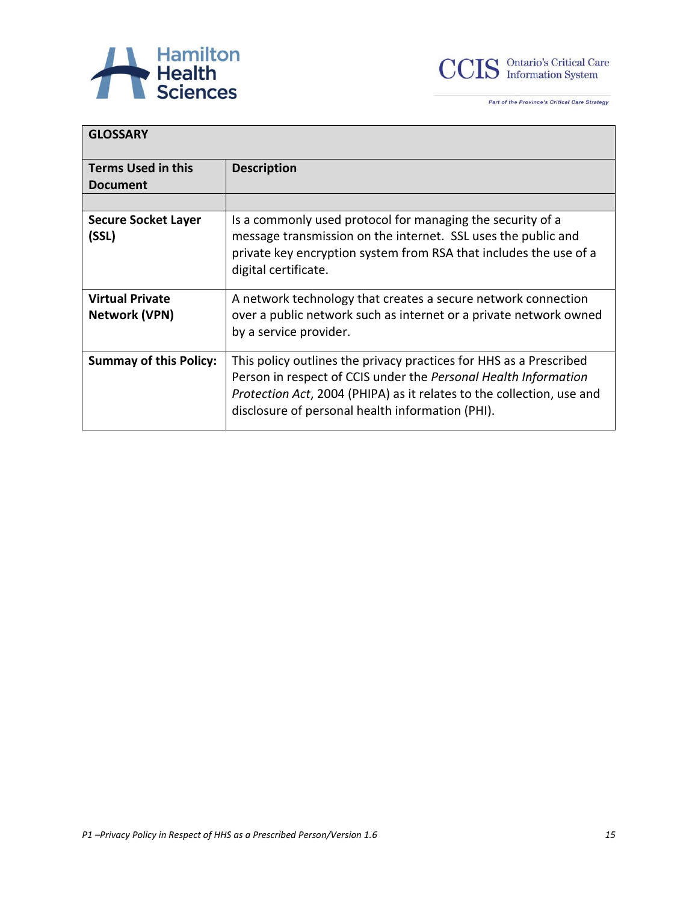| GLOSSARY | |
|---|---|
| **Terms Used in this Document** | **Description** |
| | |
| **Secure Socket Layer (SSL)** | Is a commonly used protocol for managing the security of a message transmission on the internet. SSL uses the public and private key encryption system from RSA that includes the use of a digital certificate. |
| **Virtual Private Network (VPN)** | A network technology that creates a secure network connection over a public network such as internet or a private network owned by a service provider. |
| **Summay of this Policy:** | This policy outlines the privacy practices for HHS as a Prescribed Person in respect of CCIS under the *Personal Health Information Protection Act*, 2004 (PHIPA) as it relates to the collection, use and disclosure of personal health information (PHI). |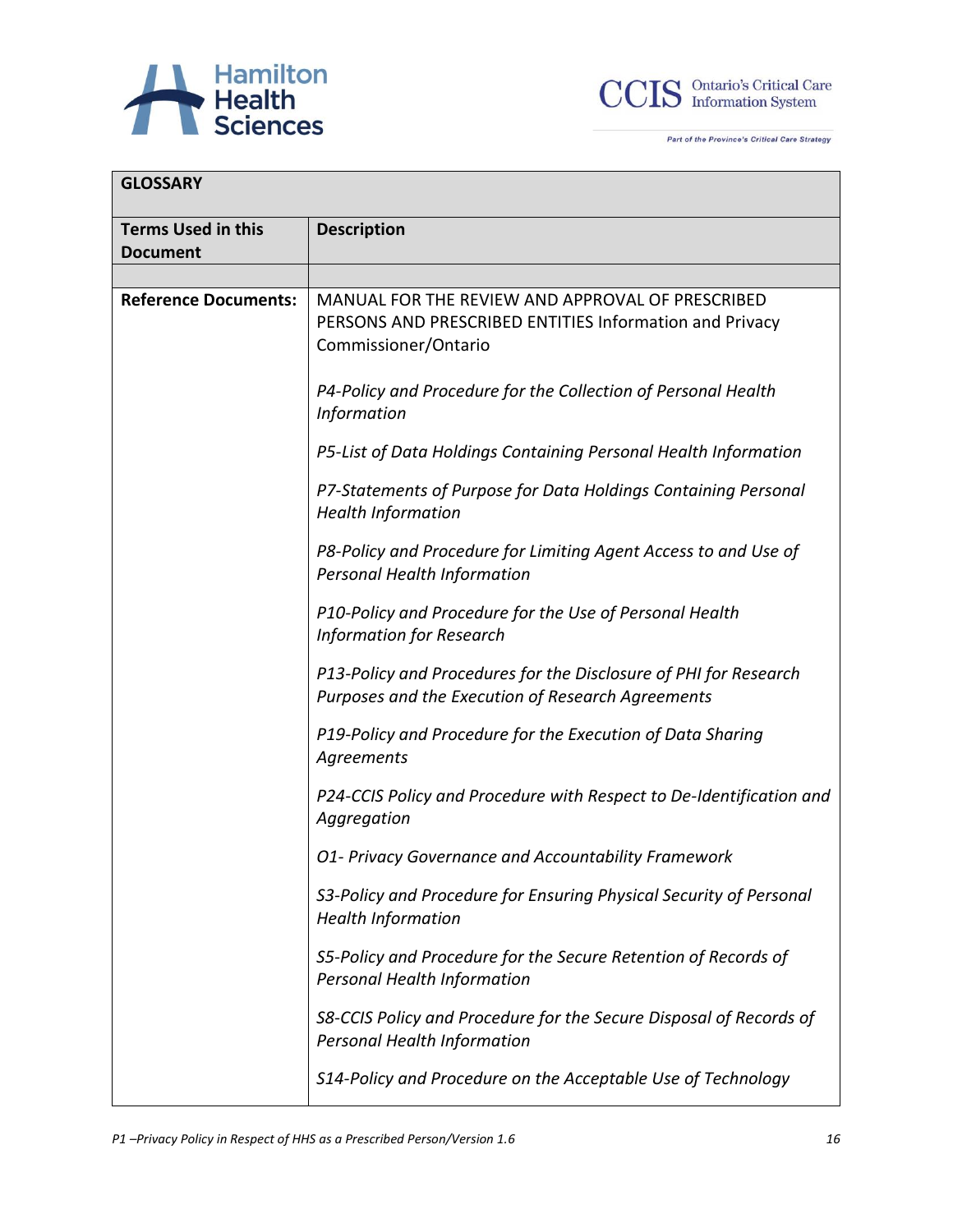| GLOSSARY | |
|---|---|
| **Terms Used in this Document** | **Description** |
| | |
| **Reference Documents:** | MANUAL FOR THE REVIEW AND APPROVAL OF PRESCRIBED PERSONS AND PRESCRIBED ENTITIES Information and Privacy Commissioner/Ontario<br><br>*P4-Policy and Procedure for the Collection of Personal Health Information*<br><br>*P5-List of Data Holdings Containing Personal Health Information*<br><br>*P7-Statements of Purpose for Data Holdings Containing Personal Health Information*<br><br>*P8-Policy and Procedure for Limiting Agent Access to and Use of Personal Health Information*<br><br>*P10-Policy and Procedure for the Use of Personal Health Information for Research*<br><br>*P13-Policy and Procedures for the Disclosure of PHI for Research Purposes and the Execution of Research Agreements*<br><br>*P19-Policy and Procedure for the Execution of Data Sharing Agreements*<br><br>*P24-CCIS Policy and Procedure with Respect to De-Identification and Aggregation*<br><br>*O1- Privacy Governance and Accountability Framework*<br><br>*S3-Policy and Procedure for Ensuring Physical Security of Personal Health Information*<br><br>*S5-Policy and Procedure for the Secure Retention of Records of Personal Health Information*<br><br>*S8-CCIS Policy and Procedure for the Secure Disposal of Records of Personal Health Information*<br><br>*S14-Policy and Procedure on the Acceptable Use of Technology* |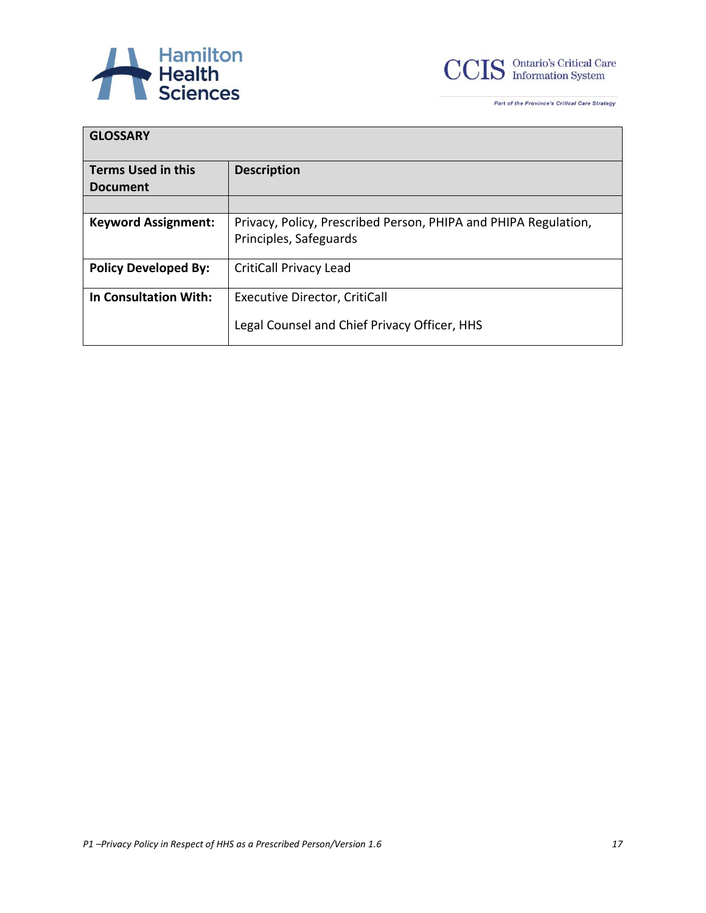| GLOSSARY | |
|---|---|
| **Terms Used in this Document** | **Description** |
| | |
| **Keyword Assignment:** | Privacy, Policy, Prescribed Person, PHIPA and PHIPA Regulation, Principles, Safeguards |
| **Policy Developed By:** | CritiCall Privacy Lead |
| **In Consultation With:** | Executive Director, CritiCall<br><br>Legal Counsel and Chief Privacy Officer, HHS |